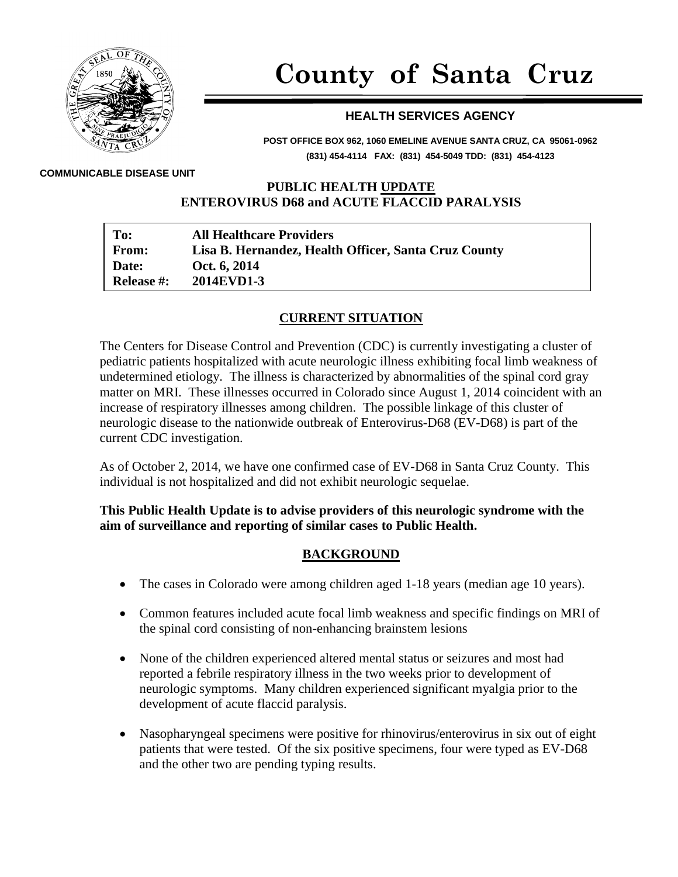# County of Santa Cruz

## HEALTH SERVICES AGENCY

**POST OFFICE BOX 962, 1060 EMELINE AVENUE SANTA CRUZ, CA 95061-0962**
**(831) 454-4114 FAX: (831) 454-5049 TDD: (831) 454-4123**

**COMMUNICABLE DISEASE UNIT**

**PUBLIC HEALTH UPDATE**
**ENTEROVIRUS D68 and ACUTE FLACCID PARALYSIS**

| | |
|---|---|
| **To:** | **All Healthcare Providers** |
| **From:** | **Lisa B. Hernandez, Health Officer, Santa Cruz County** |
| **Date:** | **Oct. 6, 2014** |
| **Release #:** | **2014EVD1-3** |

## CURRENT SITUATION

The Centers for Disease Control and Prevention (CDC) is currently investigating a cluster of pediatric patients hospitalized with acute neurologic illness exhibiting focal limb weakness of undetermined etiology. The illness is characterized by abnormalities of the spinal cord gray matter on MRI. These illnesses occurred in Colorado since August 1, 2014 coincident with an increase of respiratory illnesses among children. The possible linkage of this cluster of neurologic disease to the nationwide outbreak of Enterovirus-D68 (EV-D68) is part of the current CDC investigation.

As of October 2, 2014, we have one confirmed case of EV-D68 in Santa Cruz County. This individual is not hospitalized and did not exhibit neurologic sequelae.

**This Public Health Update is to advise providers of this neurologic syndrome with the aim of surveillance and reporting of similar cases to Public Health.**

## BACKGROUND

- The cases in Colorado were among children aged 1-18 years (median age 10 years).
- Common features included acute focal limb weakness and specific findings on MRI of the spinal cord consisting of non-enhancing brainstem lesions
- None of the children experienced altered mental status or seizures and most had reported a febrile respiratory illness in the two weeks prior to development of neurologic symptoms. Many children experienced significant myalgia prior to the development of acute flaccid paralysis.
- Nasopharyngeal specimens were positive for rhinovirus/enterovirus in six out of eight patients that were tested. Of the six positive specimens, four were typed as EV-D68 and the other two are pending typing results.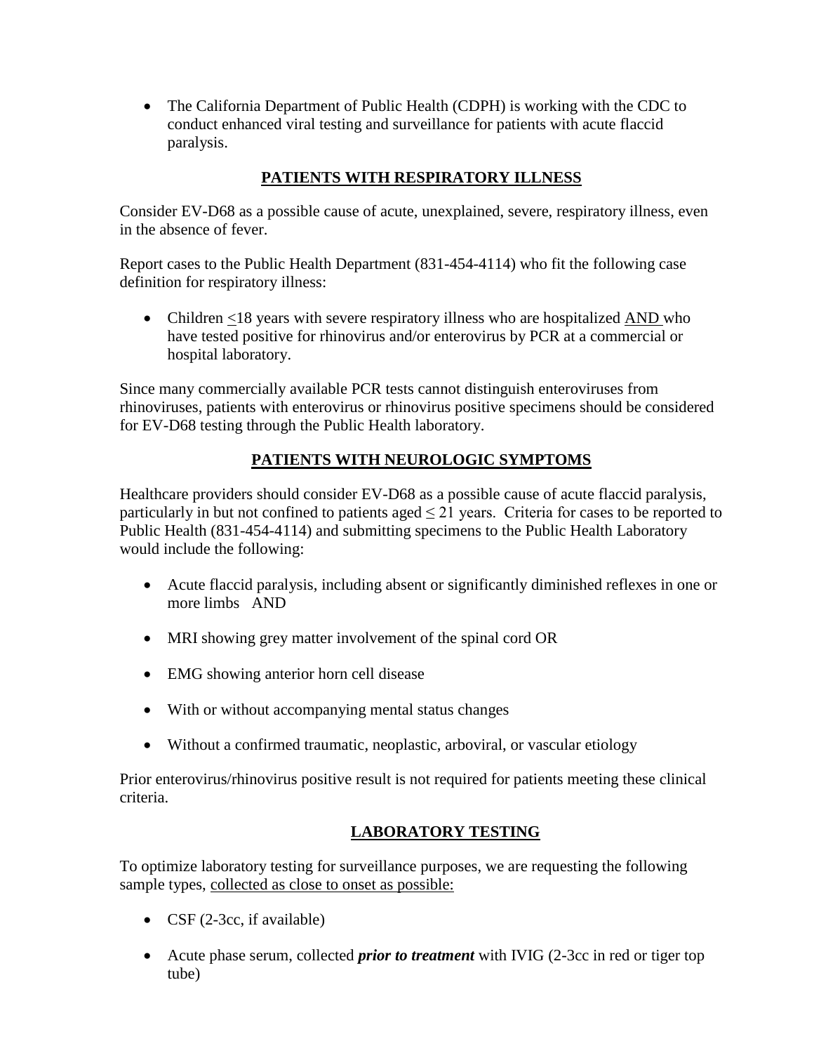- The California Department of Public Health (CDPH) is working with the CDC to conduct enhanced viral testing and surveillance for patients with acute flaccid paralysis.

## PATIENTS WITH RESPIRATORY ILLNESS

Consider EV-D68 as a possible cause of acute, unexplained, severe, respiratory illness, even in the absence of fever.

Report cases to the Public Health Department (831-454-4114) who fit the following case definition for respiratory illness:

- Children $\leq$18 years with severe respiratory illness who are hospitalized AND who have tested positive for rhinovirus and/or enterovirus by PCR at a commercial or hospital laboratory.

Since many commercially available PCR tests cannot distinguish enteroviruses from rhinoviruses, patients with enterovirus or rhinovirus positive specimens should be considered for EV-D68 testing through the Public Health laboratory.

## PATIENTS WITH NEUROLOGIC SYMPTOMS

Healthcare providers should consider EV-D68 as a possible cause of acute flaccid paralysis, particularly in but not confined to patients aged $\leq$ 21 years. Criteria for cases to be reported to Public Health (831-454-4114) and submitting specimens to the Public Health Laboratory would include the following:

- Acute flaccid paralysis, including absent or significantly diminished reflexes in one or more limbs AND
- MRI showing grey matter involvement of the spinal cord OR
- EMG showing anterior horn cell disease
- With or without accompanying mental status changes
- Without a confirmed traumatic, neoplastic, arboviral, or vascular etiology

Prior enterovirus/rhinovirus positive result is not required for patients meeting these clinical criteria.

## LABORATORY TESTING

To optimize laboratory testing for surveillance purposes, we are requesting the following sample types, collected as close to onset as possible:

- CSF (2-3cc, if available)
- Acute phase serum, collected ***prior to treatment*** with IVIG (2-3cc in red or tiger top tube)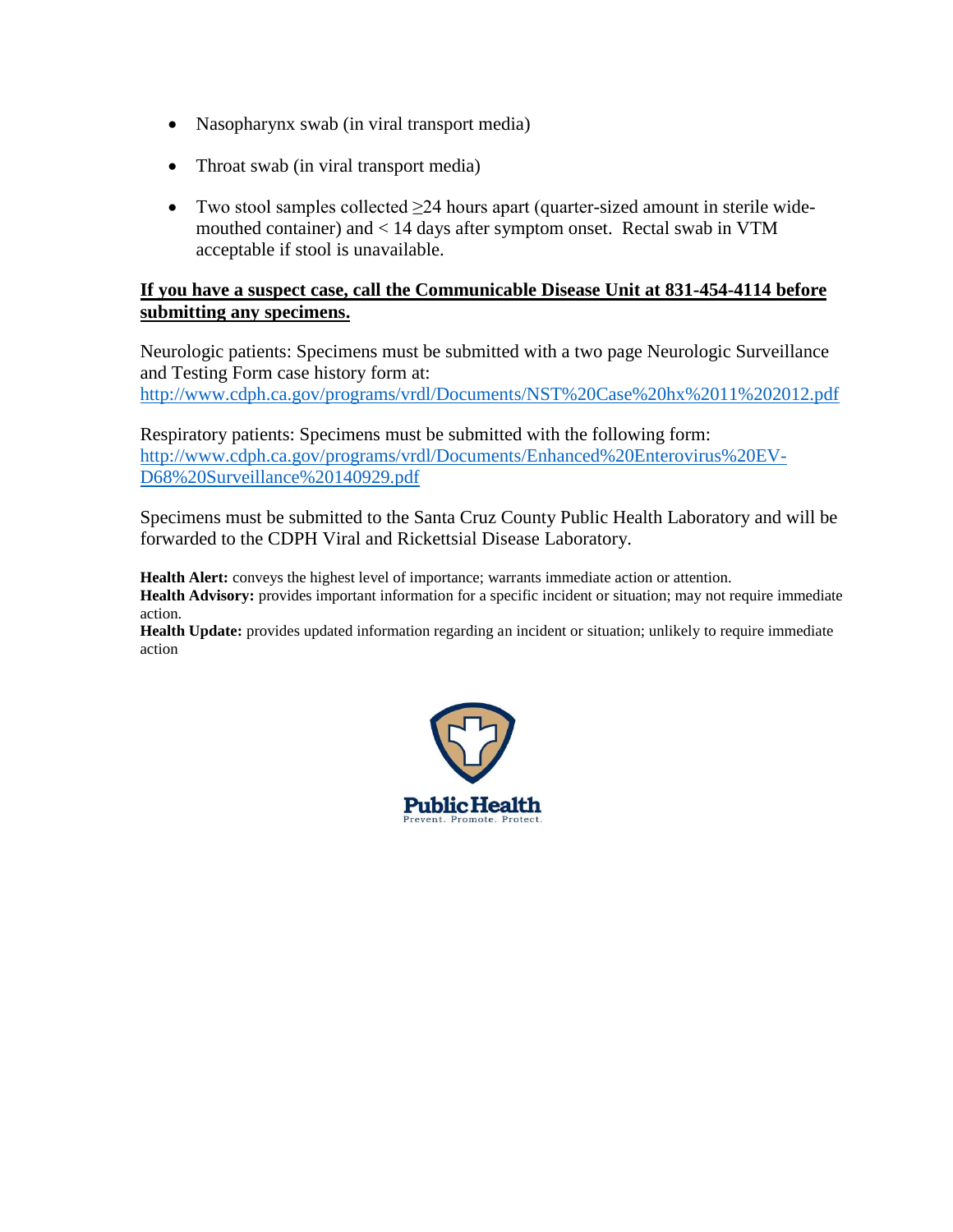- Nasopharynx swab (in viral transport media)
- Throat swab (in viral transport media)
- Two stool samples collected ≥24 hours apart (quarter-sized amount in sterile wide-mouthed container) and < 14 days after symptom onset. Rectal swab in VTM acceptable if stool is unavailable.

**If you have a suspect case, call the Communicable Disease Unit at 831-454-4114 before submitting any specimens.**

Neurologic patients: Specimens must be submitted with a two page Neurologic Surveillance and Testing Form case history form at: http://www.cdph.ca.gov/programs/vrdl/Documents/NST%20Case%20hx%2011%202012.pdf

Respiratory patients: Specimens must be submitted with the following form: http://www.cdph.ca.gov/programs/vrdl/Documents/Enhanced%20Enterovirus%20EV-D68%20Surveillance%20140929.pdf

Specimens must be submitted to the Santa Cruz County Public Health Laboratory and will be forwarded to the CDPH Viral and Rickettsial Disease Laboratory.

**Health Alert:** conveys the highest level of importance; warrants immediate action or attention.
**Health Advisory:** provides important information for a specific incident or situation; may not require immediate action.
**Health Update:** provides updated information regarding an incident or situation; unlikely to require immediate action

Public Health
Prevent. Promote. Protect.